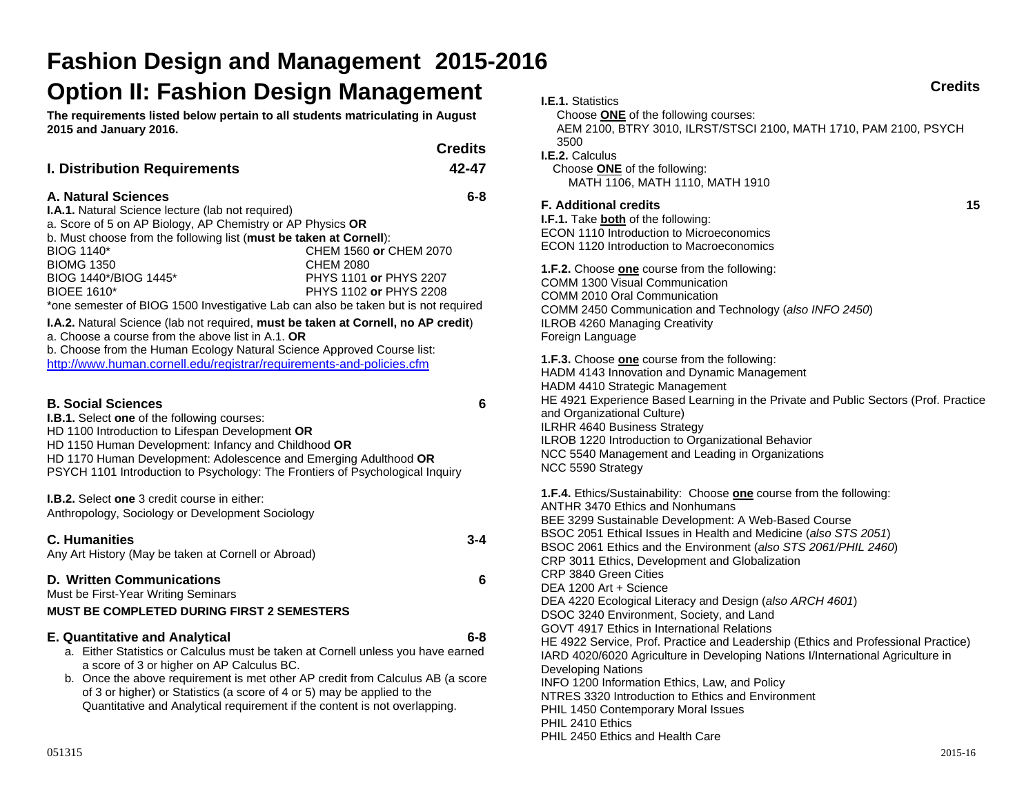# Fashion Design and Management 2015-2016

# Option II: Fashion Design Management

**The requirements listed below pertain to all students matriculating in August 2015 and January 2016.**

| | Credits |
|---|---|
| **I. Distribution Requirements** | **42-47** |

### A. Natural Sciences — 6-8

**I.A.1.** Natural Science lecture (lab not required)

a. Score of 5 on AP Biology, AP Chemistry or AP Physics **OR**

b. Must choose from the following list (**must be taken at Cornell**):

| | |
|---|---|
| BIOG 1140* | CHEM 1560 **or** CHEM 2070 |
| BIOMG 1350 | CHEM 2080 |
| BIOG 1440*/BIOG 1445* | PHYS 1101 **or** PHYS 2207 |
| BIOEE 1610* | PHYS 1102 **or** PHYS 2208 |

*one semester of BIOG 1500 Investigative Lab can also be taken but is not required

**I.A.2.** Natural Science (lab not required, **must be taken at Cornell, no AP credit**)

a. Choose a course from the above list in A.1. **OR**

b. Choose from the Human Ecology Natural Science Approved Course list:
http://www.human.cornell.edu/registrar/requirements-and-policies.cfm

### B. Social Sciences — 6

**I.B.1.** Select **one** of the following courses:

HD 1100 Introduction to Lifespan Development **OR**
HD 1150 Human Development: Infancy and Childhood **OR**
HD 1170 Human Development: Adolescence and Emerging Adulthood **OR**
PSYCH 1101 Introduction to Psychology: The Frontiers of Psychological Inquiry

**I.B.2.** Select **one** 3 credit course in either:
Anthropology, Sociology or Development Sociology

### C. Humanities — 3-4

Any Art History (May be taken at Cornell or Abroad)

### D. Written Communications — 6

Must be First-Year Writing Seminars

**MUST BE COMPLETED DURING FIRST 2 SEMESTERS**

### E. Quantitative and Analytical — 6-8

a. Either Statistics or Calculus must be taken at Cornell unless you have earned a score of 3 or higher on AP Calculus BC.
b. Once the above requirement is met other AP credit from Calculus AB (a score of 3 or higher) or Statistics (a score of 4 or 5) may be applied to the Quantitative and Analytical requirement if the content is not overlapping.

**I.E.1.** Statistics
Choose **ONE** of the following courses:
AEM 2100, BTRY 3010, ILRST/STSCI 2100, MATH 1710, PAM 2100, PSYCH 3500

**I.E.2.** Calculus
Choose **ONE** of the following:
MATH 1106, MATH 1110, MATH 1910

### F. Additional credits — 15

**I.F.1.** Take **both** of the following:
ECON 1110 Introduction to Microeconomics
ECON 1120 Introduction to Macroeconomics

**1.F.2.** Choose **one** course from the following:
COMM 1300 Visual Communication
COMM 2010 Oral Communication
COMM 2450 Communication and Technology (*also INFO 2450*)
ILROB 4260 Managing Creativity
Foreign Language

**1.F.3.** Choose **one** course from the following:
HADM 4143 Innovation and Dynamic Management
HADM 4410 Strategic Management
HE 4921 Experience Based Learning in the Private and Public Sectors (Prof. Practice and Organizational Culture)
ILRHR 4640 Business Strategy
ILROB 1220 Introduction to Organizational Behavior
NCC 5540 Management and Leading in Organizations
NCC 5590 Strategy

**1.F.4.** Ethics/Sustainability: Choose **one** course from the following:
ANTHR 3470 Ethics and Nonhumans
BEE 3299 Sustainable Development: A Web-Based Course
BSOC 2051 Ethical Issues in Health and Medicine (*also STS 2051*)
BSOC 2061 Ethics and the Environment (*also STS 2061/PHIL 2460*)
CRP 3011 Ethics, Development and Globalization
CRP 3840 Green Cities
DEA 1200 Art + Science
DEA 4220 Ecological Literacy and Design (*also ARCH 4601*)
DSOC 3240 Environment, Society, and Land
GOVT 4917 Ethics in International Relations
HE 4922 Service, Prof. Practice and Leadership (Ethics and Professional Practice)
IARD 4020/6020 Agriculture in Developing Nations I/International Agriculture in Developing Nations
INFO 1200 Information Ethics, Law, and Policy
NTRES 3320 Introduction to Ethics and Environment
PHIL 1450 Contemporary Moral Issues
PHIL 2410 Ethics
PHIL 2450 Ethics and Health Care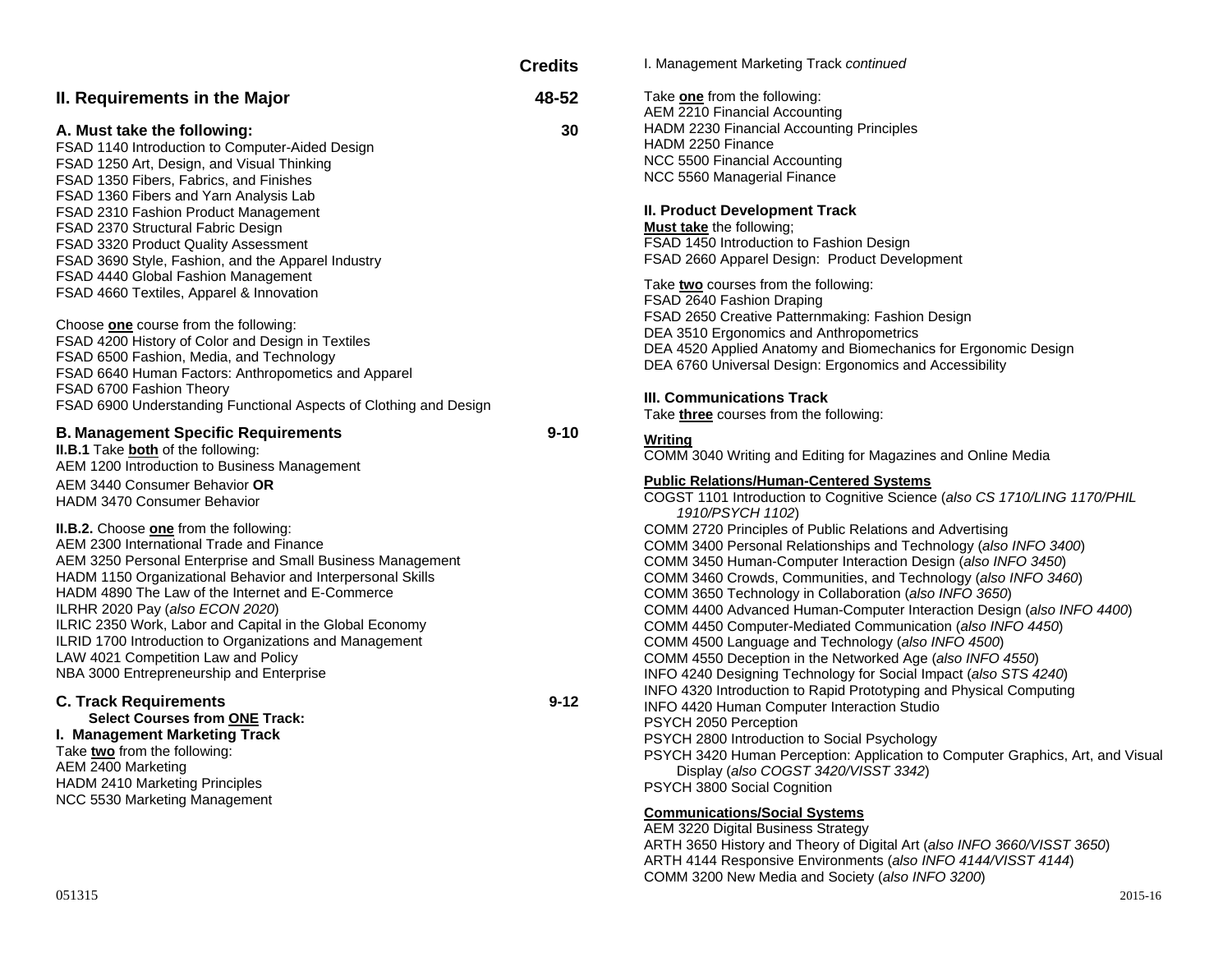## II. Requirements in the Major — Credits: 48-52

### A. Must take the following: — 30

FSAD 1140 Introduction to Computer-Aided Design
FSAD 1250 Art, Design, and Visual Thinking
FSAD 1350 Fibers, Fabrics, and Finishes
FSAD 1360 Fibers and Yarn Analysis Lab
FSAD 2310 Fashion Product Management
FSAD 2370 Structural Fabric Design
FSAD 3320 Product Quality Assessment
FSAD 3690 Style, Fashion, and the Apparel Industry
FSAD 4440 Global Fashion Management
FSAD 4660 Textiles, Apparel & Innovation

Choose **one** course from the following:
FSAD 4200 History of Color and Design in Textiles
FSAD 6500 Fashion, Media, and Technology
FSAD 6640 Human Factors: Anthropometics and Apparel
FSAD 6700 Fashion Theory
FSAD 6900 Understanding Functional Aspects of Clothing and Design

### B. Management Specific Requirements — 9-10

**II.B.1** Take **both** of the following:
AEM 1200 Introduction to Business Management
AEM 3440 Consumer Behavior **OR**
HADM 3470 Consumer Behavior

**II.B.2.** Choose **one** from the following:
AEM 2300 International Trade and Finance
AEM 3250 Personal Enterprise and Small Business Management
HADM 1150 Organizational Behavior and Interpersonal Skills
HADM 4890 The Law of the Internet and E-Commerce
ILRHR 2020 Pay (*also ECON 2020*)
ILRIC 2350 Work, Labor and Capital in the Global Economy
ILRID 1700 Introduction to Organizations and Management
LAW 4021 Competition Law and Policy
NBA 3000 Entrepreneurship and Enterprise

### C. Track Requirements — 9-12

**Select Courses from ONE Track:**

**I. Management Marketing Track**

Take **two** from the following:
AEM 2400 Marketing
HADM 2410 Marketing Principles
NCC 5530 Marketing Management

I. Management Marketing Track *continued*

Take **one** from the following:
AEM 2210 Financial Accounting
HADM 2230 Financial Accounting Principles
HADM 2250 Finance
NCC 5500 Financial Accounting
NCC 5560 Managerial Finance

**II. Product Development Track**

**Must take** the following;
FSAD 1450 Introduction to Fashion Design
FSAD 2660 Apparel Design: Product Development

Take **two** courses from the following:
FSAD 2640 Fashion Draping
FSAD 2650 Creative Patternmaking: Fashion Design
DEA 3510 Ergonomics and Anthropometrics
DEA 4520 Applied Anatomy and Biomechanics for Ergonomic Design
DEA 6760 Universal Design: Ergonomics and Accessibility

**III. Communications Track**

Take **three** courses from the following:

**Writing**
COMM 3040 Writing and Editing for Magazines and Online Media

**Public Relations/Human-Centered Systems**
COGST 1101 Introduction to Cognitive Science (*also CS 1710/LING 1170/PHIL 1910/PSYCH 1102*)
COMM 2720 Principles of Public Relations and Advertising
COMM 3400 Personal Relationships and Technology (*also INFO 3400*)
COMM 3450 Human-Computer Interaction Design (*also INFO 3450*)
COMM 3460 Crowds, Communities, and Technology (*also INFO 3460*)
COMM 3650 Technology in Collaboration (*also INFO 3650*)
COMM 4400 Advanced Human-Computer Interaction Design (*also INFO 4400*)
COMM 4450 Computer-Mediated Communication (*also INFO 4450*)
COMM 4500 Language and Technology (*also INFO 4500*)
COMM 4550 Deception in the Networked Age (*also INFO 4550*)
INFO 4240 Designing Technology for Social Impact (*also STS 4240*)
INFO 4320 Introduction to Rapid Prototyping and Physical Computing
INFO 4420 Human Computer Interaction Studio
PSYCH 2050 Perception
PSYCH 2800 Introduction to Social Psychology
PSYCH 3420 Human Perception: Application to Computer Graphics, Art, and Visual Display (*also COGST 3420/VISST 3342*)
PSYCH 3800 Social Cognition

**Communications/Social Systems**
AEM 3220 Digital Business Strategy
ARTH 3650 History and Theory of Digital Art (*also INFO 3660/VISST 3650*)
ARTH 4144 Responsive Environments (*also INFO 4144/VISST 4144*)
COMM 3200 New Media and Society (*also INFO 3200*)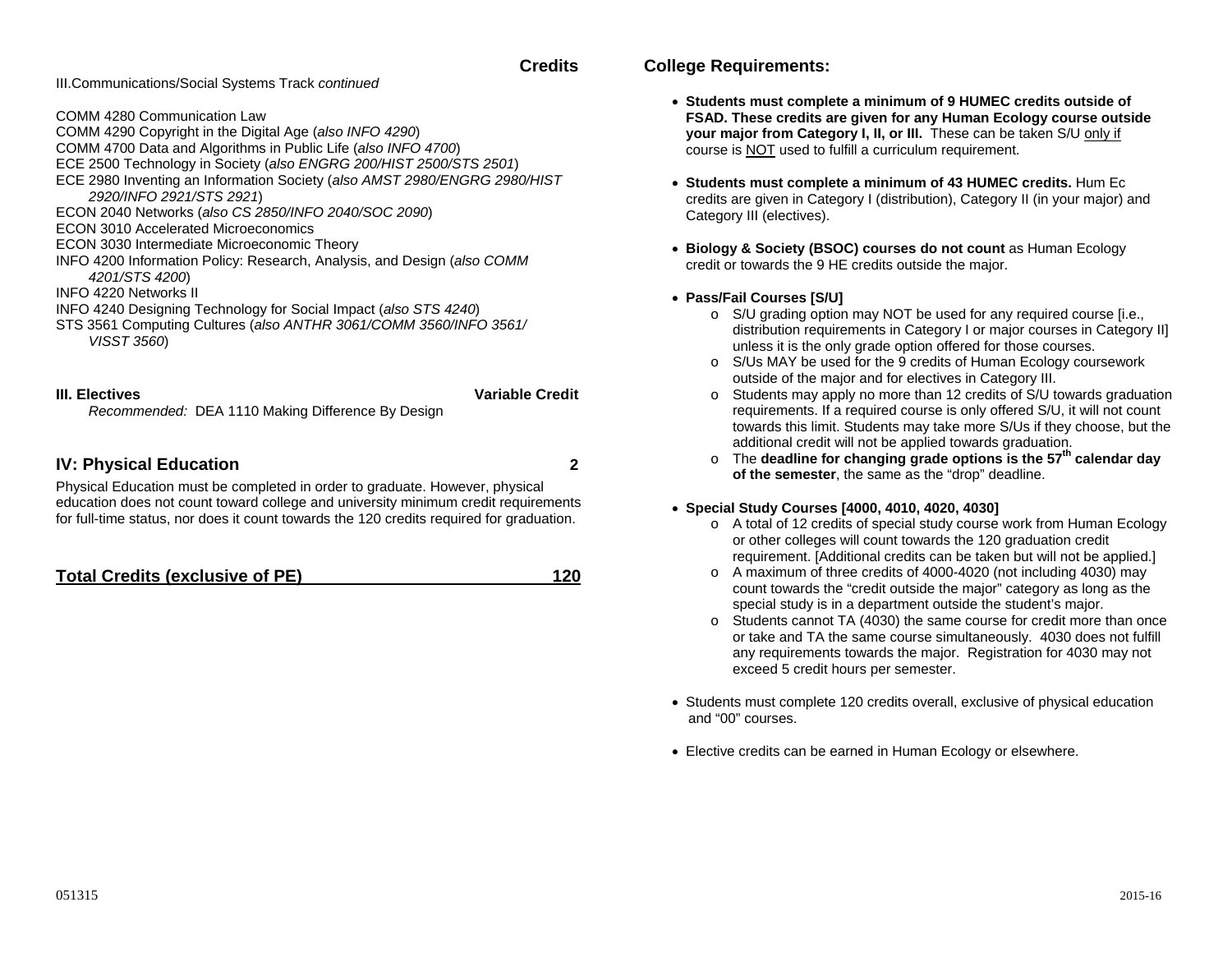**Credits**

III.Communications/Social Systems Track *continued*

COMM 4280 Communication Law
COMM 4290 Copyright in the Digital Age (*also INFO 4290*)
COMM 4700 Data and Algorithms in Public Life (*also INFO 4700*)
ECE 2500 Technology in Society (*also ENGRG 200/HIST 2500/STS 2501*)
ECE 2980 Inventing an Information Society (*also AMST 2980/ENGRG 2980/HIST 2920/INFO 2921/STS 2921*)
ECON 2040 Networks (*also CS 2850/INFO 2040/SOC 2090*)
ECON 3010 Accelerated Microeconomics
ECON 3030 Intermediate Microeconomic Theory
INFO 4200 Information Policy: Research, Analysis, and Design (*also COMM 4201/STS 4200*)
INFO 4220 Networks II
INFO 4240 Designing Technology for Social Impact (*also STS 4240*)
STS 3561 Computing Cultures (*also ANTHR 3061/COMM 3560/INFO 3561/ VISST 3560*)

**III. Electives** **Variable Credit**

*Recommended:* DEA 1110 Making Difference By Design

## IV: Physical Education **2**

Physical Education must be completed in order to graduate. However, physical education does not count toward college and university minimum credit requirements for full-time status, nor does it count towards the 120 credits required for graduation.

**Total Credits (exclusive of PE) 120**

## College Requirements:

- **Students must complete a minimum of 9 HUMEC credits outside of FSAD. These credits are given for any Human Ecology course outside your major from Category I, II, or III.** These can be taken S/U only if course is NOT used to fulfill a curriculum requirement.
- **Students must complete a minimum of 43 HUMEC credits.** Hum Ec credits are given in Category I (distribution), Category II (in your major) and Category III (electives).
- **Biology & Society (BSOC) courses do not count** as Human Ecology credit or towards the 9 HE credits outside the major.
- **Pass/Fail Courses [S/U]**
  - S/U grading option may NOT be used for any required course [i.e., distribution requirements in Category I or major courses in Category II] unless it is the only grade option offered for those courses.
  - S/Us MAY be used for the 9 credits of Human Ecology coursework outside of the major and for electives in Category III.
  - Students may apply no more than 12 credits of S/U towards graduation requirements. If a required course is only offered S/U, it will not count towards this limit. Students may take more S/Us if they choose, but the additional credit will not be applied towards graduation.
  - The **deadline for changing grade options is the 57th calendar day of the semester**, the same as the "drop" deadline.
- **Special Study Courses [4000, 4010, 4020, 4030]**
  - A total of 12 credits of special study course work from Human Ecology or other colleges will count towards the 120 graduation credit requirement. [Additional credits can be taken but will not be applied.]
  - A maximum of three credits of 4000-4020 (not including 4030) may count towards the "credit outside the major" category as long as the special study is in a department outside the student's major.
  - Students cannot TA (4030) the same course for credit more than once or take and TA the same course simultaneously. 4030 does not fulfill any requirements towards the major. Registration for 4030 may not exceed 5 credit hours per semester.
- Students must complete 120 credits overall, exclusive of physical education and "00" courses.
- Elective credits can be earned in Human Ecology or elsewhere.

051315

2015-16